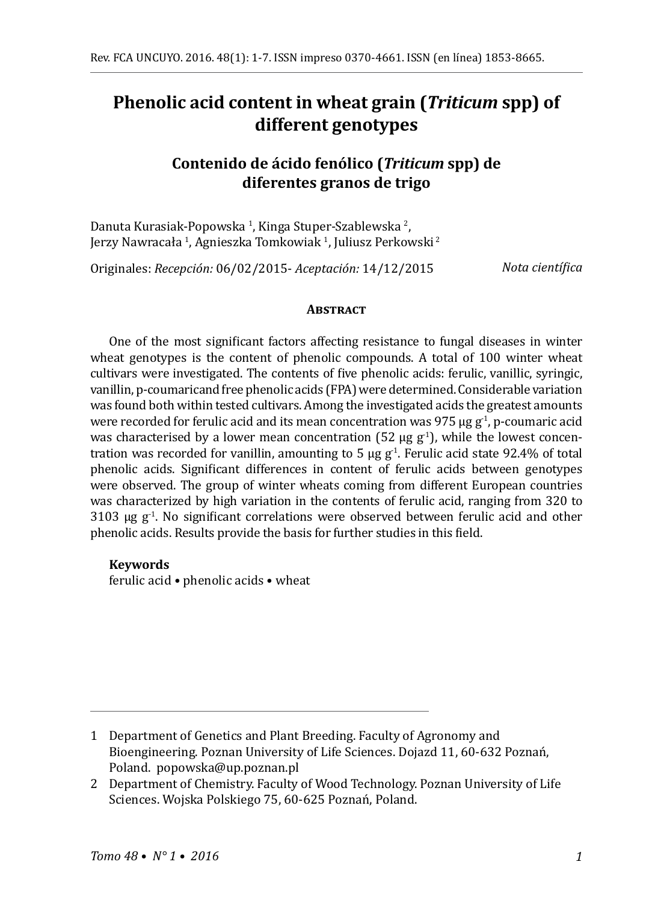# Phenolic acid content in wheat grain (*Triticum* spp) of different genotypes

## Contenido de ácido fenólico (*Triticum* spp) de diferentes granos de trigo

Danuta Kurasiak-Popowska [1], Kinga Stuper-Szablewska [2], Jerzy Nawracała [1], Agnieszka Tomkowiak [1], Juliusz Perkowski [2]

Originales: *Recepción:* 06/02/2015- *Aceptación:* 14/12/2015

*Nota científica*

### Abstract

One of the most significant factors affecting resistance to fungal diseases in winter wheat genotypes is the content of phenolic compounds. A total of 100 winter wheat cultivars were investigated. The contents of five phenolic acids: ferulic, vanillic, syringic, vanillin, p-coumaricand free phenolic acids (FPA) were determined. Considerable variation was found both within tested cultivars. Among the investigated acids the greatest amounts were recorded for ferulic acid and its mean concentration was 975 μg $g^{-1}$, p-coumaric acid was characterised by a lower mean concentration (52 μg $g^{-1}$), while the lowest concentration was recorded for vanillin, amounting to 5 μg $g^{-1}$. Ferulic acid state 92.4% of total phenolic acids. Significant differences in content of ferulic acids between genotypes were observed. The group of winter wheats coming from different European countries was characterized by high variation in the contents of ferulic acid, ranging from 320 to 3103 μg $g^{-1}$. No significant correlations were observed between ferulic acid and other phenolic acids. Results provide the basis for further studies in this field.

**Keywords**

ferulic acid • phenolic acids • wheat

---

1 Department of Genetics and Plant Breeding. Faculty of Agronomy and Bioengineering. Poznan University of Life Sciences. Dojazd 11, 60-632 Poznań, Poland. popowska@up.poznan.pl

2 Department of Chemistry. Faculty of Wood Technology. Poznan University of Life Sciences. Wojska Polskiego 75, 60-625 Poznań, Poland.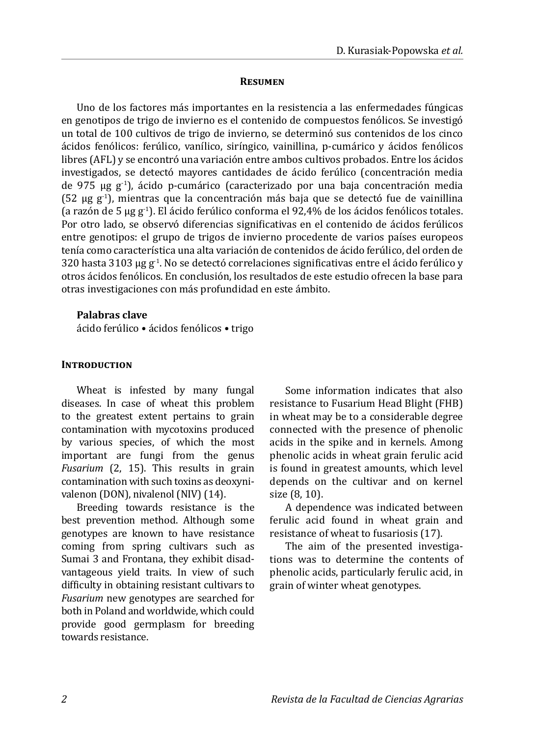## Resumen

Uno de los factores más importantes en la resistencia a las enfermedades fúngicas en genotipos de trigo de invierno es el contenido de compuestos fenólicos. Se investigó un total de 100 cultivos de trigo de invierno, se determinó sus contenidos de los cinco ácidos fenólicos: ferúlico, vanílico, siríngico, vainillina, p-cumárico y ácidos fenólicos libres (AFL) y se encontró una variación entre ambos cultivos probados. Entre los ácidos investigados, se detectó mayores cantidades de ácido ferúlico (concentración media de 975 μg $g^{-1}$), ácido p-cumárico (caracterizado por una baja concentración media (52 μg $g^{-1}$), mientras que la concentración más baja que se detectó fue de vainillina (a razón de 5 μg $g^{-1}$). El ácido ferúlico conforma el 92,4% de los ácidos fenólicos totales. Por otro lado, se observó diferencias significativas en el contenido de ácidos ferúlicos entre genotipos: el grupo de trigos de invierno procedente de varios países europeos tenía como característica una alta variación de contenidos de ácido ferúlico, del orden de 320 hasta 3103 μg $g^{-1}$. No se detectó correlaciones significativas entre el ácido ferúlico y otros ácidos fenólicos. En conclusión, los resultados de este estudio ofrecen la base para otras investigaciones con más profundidad en este ámbito.

**Palabras clave**

ácido ferúlico • ácidos fenólicos • trigo

## Introduction

Wheat is infested by many fungal diseases. In case of wheat this problem to the greatest extent pertains to grain contamination with mycotoxins produced by various species, of which the most important are fungi from the genus *Fusarium* (2, 15). This results in grain contamination with such toxins as deoxynivalenon (DON), nivalenol (NIV) (14).

Breeding towards resistance is the best prevention method. Although some genotypes are known to have resistance coming from spring cultivars such as Sumai 3 and Frontana, they exhibit disadvantageous yield traits. In view of such difficulty in obtaining resistant cultivars to *Fusarium* new genotypes are searched for both in Poland and worldwide, which could provide good germplasm for breeding towards resistance.

Some information indicates that also resistance to Fusarium Head Blight (FHB) in wheat may be to a considerable degree connected with the presence of phenolic acids in the spike and in kernels. Among phenolic acids in wheat grain ferulic acid is found in greatest amounts, which level depends on the cultivar and on kernel size (8, 10).

A dependence was indicated between ferulic acid found in wheat grain and resistance of wheat to fusariosis (17).

The aim of the presented investigations was to determine the contents of phenolic acids, particularly ferulic acid, in grain of winter wheat genotypes.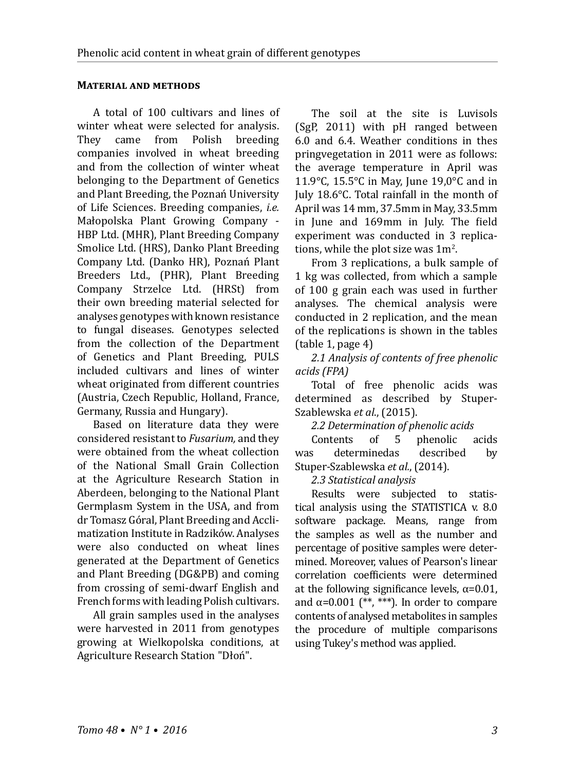## Material and methods

A total of 100 cultivars and lines of winter wheat were selected for analysis. They came from Polish breeding companies involved in wheat breeding and from the collection of winter wheat belonging to the Department of Genetics and Plant Breeding, the Poznań University of Life Sciences. Breeding companies, *i.e.* Małopolska Plant Growing Company - HBP Ltd. (MHR), Plant Breeding Company Smolice Ltd. (HRS), Danko Plant Breeding Company Ltd. (Danko HR), Poznań Plant Breeders Ltd., (PHR), Plant Breeding Company Strzelce Ltd. (HRSt) from their own breeding material selected for analyses genotypes with known resistance to fungal diseases. Genotypes selected from the collection of the Department of Genetics and Plant Breeding, PULS included cultivars and lines of winter wheat originated from different countries (Austria, Czech Republic, Holland, France, Germany, Russia and Hungary).

Based on literature data they were considered resistant to *Fusarium,* and they were obtained from the wheat collection of the National Small Grain Collection at the Agriculture Research Station in Aberdeen, belonging to the National Plant Germplasm System in the USA, and from dr Tomasz Góral, Plant Breeding and Acclimatization Institute in Radzików. Analyses were also conducted on wheat lines generated at the Department of Genetics and Plant Breeding (DG&PB) and coming from crossing of semi-dwarf English and French forms with leading Polish cultivars.

All grain samples used in the analyses were harvested in 2011 from genotypes growing at Wielkopolska conditions, at Agriculture Research Station "Dłoń".

The soil at the site is Luvisols (SgP, 2011) with pH ranged between 6.0 and 6.4. Weather conditions in thes pringvegetation in 2011 were as follows: the average temperature in April was 11.9°C, 15.5°C in May, June 19,0°C and in July 18.6°C. Total rainfall in the month of April was 14 mm, 37.5mm in May, 33.5mm in June and 169mm in July. The field experiment was conducted in 3 replications, while the plot size was $1m^2$.

From 3 replications, a bulk sample of 1 kg was collected, from which a sample of 100 g grain each was used in further analyses. The chemical analysis were conducted in 2 replication, and the mean of the replications is shown in the tables (table 1, page 4)

*2.1 Analysis of contents of free phenolic acids (FPA)*

Total of free phenolic acids was determined as described by Stuper-Szablewska *et al.*, (2015).

*2.2 Determination of phenolic acids*

Contents of 5 phenolic acids was determinedas described by Stuper-Szablewska *et al.*, (2014).

*2.3 Statistical analysis*

Results were subjected to statistical analysis using the STATISTICA v. 8.0 software package. Means, range from the samples as well as the number and percentage of positive samples were determined. Moreover, values of Pearson's linear correlation coefficients were determined at the following significance levels, $\alpha$=0.01, and $\alpha$=0.001 (**, ***). In order to compare contents of analysed metabolites in samples the procedure of multiple comparisons using Tukey's method was applied.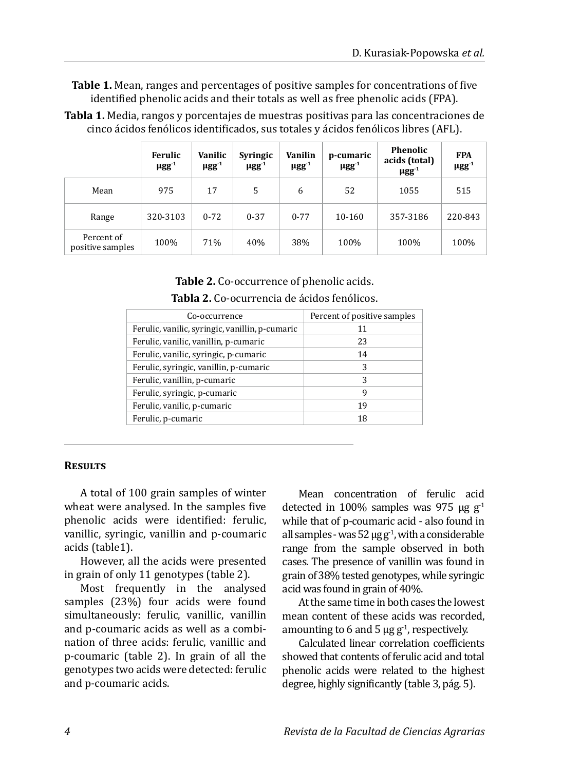**Table 1.** Mean, ranges and percentages of positive samples for concentrations of five identified phenolic acids and their totals as well as free phenolic acids (FPA).

**Tabla 1.** Media, rangos y porcentajes de muestras positivas para las concentraciones de cinco ácidos fenólicos identificados, sus totales y ácidos fenólicos libres (AFL).

| | Ferulic $\mu g g^{-1}$ | Vanilic $\mu g g^{-1}$ | Syringic $\mu g g^{-1}$ | Vanilin $\mu g g^{-1}$ | p-cumaric $\mu g g^{-1}$ | Phenolic acids (total) $\mu g g^{-1}$ | FPA $\mu g g^{-1}$ |
|---|---|---|---|---|---|---|---|
| Mean | 975 | 17 | 5 | 6 | 52 | 1055 | 515 |
| Range | 320-3103 | 0-72 | 0-37 | 0-77 | 10-160 | 357-3186 | 220-843 |
| Percent of positive samples | 100% | 71% | 40% | 38% | 100% | 100% | 100% |

**Table 2.** Co-occurrence of phenolic acids.

**Tabla 2.** Co-ocurrencia de ácidos fenólicos.

| Co-occurrence | Percent of positive samples |
|---|---|
| Ferulic, vanilic, syringic, vanillin, p-cumaric | 11 |
| Ferulic, vanilic, vanillin, p-cumaric | 23 |
| Ferulic, vanilic, syringic, p-cumaric | 14 |
| Ferulic, syringic, vanillin, p-cumaric | 3 |
| Ferulic, vanillin, p-cumaric | 3 |
| Ferulic, syringic, p-cumaric | 9 |
| Ferulic, vanilic, p-cumaric | 19 |
| Ferulic, p-cumaric | 18 |

## Results

A total of 100 grain samples of winter wheat were analysed. In the samples five phenolic acids were identified: ferulic, vanillic, syringic, vanillin and p-coumaric acids (table1).

However, all the acids were presented in grain of only 11 genotypes (table 2).

Most frequently in the analysed samples (23%) four acids were found simultaneously: ferulic, vanillic, vanillin and p-coumaric acids as well as a combination of three acids: ferulic, vanillic and p-coumaric (table 2). In grain of all the genotypes two acids were detected: ferulic and p-coumaric acids.

Mean concentration of ferulic acid detected in 100% samples was 975 $\mu g\ g^{-1}$ while that of p-coumaric acid - also found in all samples - was 52 $\mu g\ g^{-1}$, with a considerable range from the sample observed in both cases. The presence of vanillin was found in grain of 38% tested genotypes, while syringic acid was found in grain of 40%.

At the same time in both cases the lowest mean content of these acids was recorded, amounting to 6 and 5 $\mu g\ g^{-1}$, respectively.

Calculated linear correlation coefficients showed that contents of ferulic acid and total phenolic acids were related to the highest degree, highly significantly (table 3, pág. 5).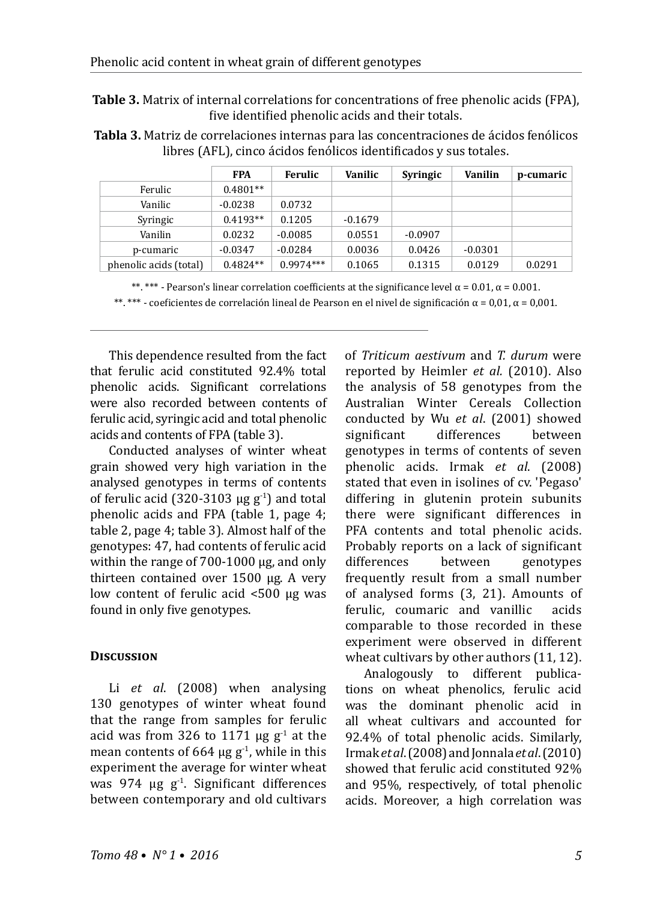**Table 3.** Matrix of internal correlations for concentrations of free phenolic acids (FPA), five identified phenolic acids and their totals.

**Tabla 3.** Matriz de correlaciones internas para las concentraciones de ácidos fenólicos libres (AFL), cinco ácidos fenólicos identificados y sus totales.

| | FPA | Ferulic | Vanilic | Syringic | Vanilin | p-cumaric |
|---|---|---|---|---|---|---|
| Ferulic | 0.4801** | | | | | |
| Vanilic | -0.0238 | 0.0732 | | | | |
| Syringic | 0.4193** | 0.1205 | -0.1679 | | | |
| Vanilin | 0.0232 | -0.0085 | 0.0551 | -0.0907 | | |
| p-cumaric | -0.0347 | -0.0284 | 0.0036 | 0.0426 | -0.0301 | |
| phenolic acids (total) | 0.4824** | 0.9974*** | 0.1065 | 0.1315 | 0.0129 | 0.0291 |

**. *** - Pearson's linear correlation coefficients at the significance level α = 0.01, α = 0.001.

**. *** - coeficientes de correlación lineal de Pearson en el nivel de significación α = 0,01, α = 0,001.

This dependence resulted from the fact that ferulic acid constituted 92.4% total phenolic acids. Significant correlations were also recorded between contents of ferulic acid, syringic acid and total phenolic acids and contents of FPA (table 3).

Conducted analyses of winter wheat grain showed very high variation in the analysed genotypes in terms of contents of ferulic acid (320-3103 μg $g^{-1}$) and total phenolic acids and FPA (table 1, page 4; table 2, page 4; table 3). Almost half of the genotypes: 47, had contents of ferulic acid within the range of 700-1000 μg, and only thirteen contained over 1500 μg. A very low content of ferulic acid <500 μg was found in only five genotypes.

## Discussion

Li *et al*. (2008) when analysing 130 genotypes of winter wheat found that the range from samples for ferulic acid was from 326 to 1171 μg $g^{-1}$ at the mean contents of 664 μg $g^{-1}$, while in this experiment the average for winter wheat was 974 μg $g^{-1}$. Significant differences between contemporary and old cultivars of *Triticum aestivum* and *T. durum* were reported by Heimler *et al.* (2010). Also the analysis of 58 genotypes from the Australian Winter Cereals Collection conducted by Wu *et al*. (2001) showed significant differences between genotypes in terms of contents of seven phenolic acids. Irmak *et al*. (2008) stated that even in isolines of cv. 'Pegaso' differing in glutenin protein subunits there were significant differences in PFA contents and total phenolic acids. Probably reports on a lack of significant differences between genotypes frequently result from a small number of analysed forms (3, 21). Amounts of ferulic, coumaric and vanillic acids comparable to those recorded in these experiment were observed in different wheat cultivars by other authors (11, 12).

Analogously to different publications on wheat phenolics, ferulic acid was the dominant phenolic acid in all wheat cultivars and accounted for 92.4% of total phenolic acids. Similarly, Irmak *et al.* (2008) and Jonnala *et al.* (2010) showed that ferulic acid constituted 92% and 95%, respectively, of total phenolic acids. Moreover, a high correlation was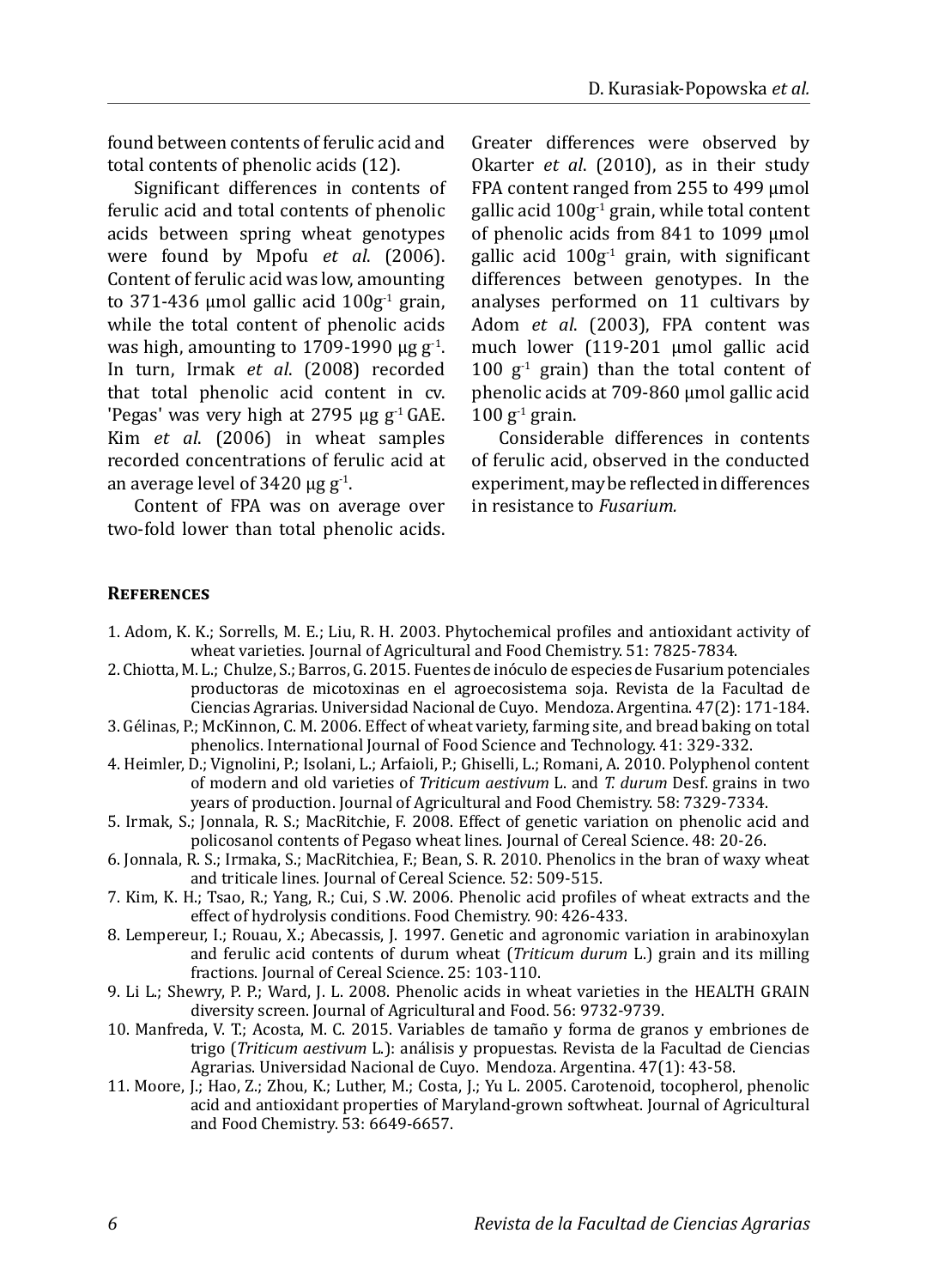found between contents of ferulic acid and total contents of phenolic acids (12).

Significant differences in contents of ferulic acid and total contents of phenolic acids between spring wheat genotypes were found by Mpofu *et al*. (2006). Content of ferulic acid was low, amounting to 371-436 µmol gallic acid $100g^{-1}$ grain, while the total content of phenolic acids was high, amounting to 1709-1990 µg $g^{-1}$. In turn, Irmak *et al*. (2008) recorded that total phenolic acid content in cv. 'Pegas' was very high at 2795 µg $g^{-1}$ GAE. Kim *et al*. (2006) in wheat samples recorded concentrations of ferulic acid at an average level of 3420 µg $g^{-1}$.

Content of FPA was on average over two-fold lower than total phenolic acids. Greater differences were observed by Okarter *et al*. (2010), as in their study FPA content ranged from 255 to 499 µmol gallic acid $100g^{-1}$ grain, while total content of phenolic acids from 841 to 1099 µmol gallic acid $100g^{-1}$ grain, with significant differences between genotypes. In the analyses performed on 11 cultivars by Adom *et al*. (2003), FPA content was much lower (119-201 µmol gallic acid 100 $g^{-1}$ grain) than the total content of phenolic acids at 709-860 µmol gallic acid 100 $g^{-1}$ grain.

Considerable differences in contents of ferulic acid, observed in the conducted experiment, may be reflected in differences in resistance to *Fusarium.*

## References

1. Adom, K. K.; Sorrells, M. E.; Liu, R. H. 2003. Phytochemical profiles and antioxidant activity of wheat varieties. Journal of Agricultural and Food Chemistry. 51: 7825-7834.
2. Chiotta, M. L.; Chulze, S.; Barros, G. 2015. Fuentes de inóculo de especies de Fusarium potenciales productoras de micotoxinas en el agroecosistema soja. Revista de la Facultad de Ciencias Agrarias. Universidad Nacional de Cuyo. Mendoza. Argentina. 47(2): 171-184.
3. Gélinas, P.; McKinnon, C. M. 2006. Effect of wheat variety, farming site, and bread baking on total phenolics. International Journal of Food Science and Technology. 41: 329-332.
4. Heimler, D.; Vignolini, P.; Isolani, L.; Arfaioli, P.; Ghiselli, L.; Romani, A. 2010. Polyphenol content of modern and old varieties of *Triticum aestivum* L. and *T. durum* Desf. grains in two years of production. Journal of Agricultural and Food Chemistry. 58: 7329-7334.
5. Irmak, S.; Jonnala, R. S.; MacRitchie, F. 2008. Effect of genetic variation on phenolic acid and policosanol contents of Pegaso wheat lines. Journal of Cereal Science. 48: 20-26.
6. Jonnala, R. S.; Irmaka, S.; MacRitchiea, F.; Bean, S. R. 2010. Phenolics in the bran of waxy wheat and triticale lines. Journal of Cereal Science. 52: 509-515.
7. Kim, K. H.; Tsao, R.; Yang, R.; Cui, S .W. 2006. Phenolic acid profiles of wheat extracts and the effect of hydrolysis conditions. Food Chemistry. 90: 426-433.
8. Lempereur, I.; Rouau, X.; Abecassis, J. 1997. Genetic and agronomic variation in arabinoxylan and ferulic acid contents of durum wheat (*Triticum durum* L.) grain and its milling fractions. Journal of Cereal Science. 25: 103-110.
9. Li L.; Shewry, P. P.; Ward, J. L. 2008. Phenolic acids in wheat varieties in the HEALTH GRAIN diversity screen. Journal of Agricultural and Food. 56: 9732-9739.
10. Manfreda, V. T.; Acosta, M. C. 2015. Variables de tamaño y forma de granos y embriones de trigo (*Triticum aestivum* L.): análisis y propuestas. Revista de la Facultad de Ciencias Agrarias. Universidad Nacional de Cuyo. Mendoza. Argentina. 47(1): 43-58.
11. Moore, J.; Hao, Z.; Zhou, K.; Luther, M.; Costa, J.; Yu L. 2005. Carotenoid, tocopherol, phenolic acid and antioxidant properties of Maryland-grown softwheat. Journal of Agricultural and Food Chemistry. 53: 6649-6657.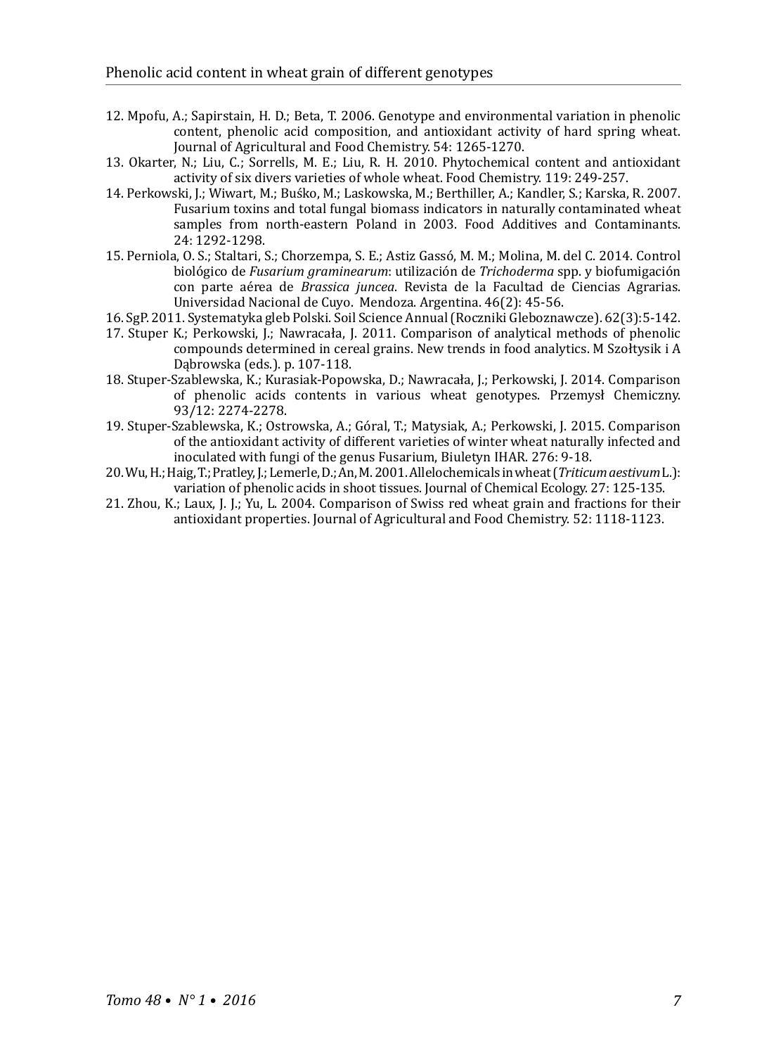12. Mpofu, A.; Sapirstain, H. D.; Beta, T. 2006. Genotype and environmental variation in phenolic content, phenolic acid composition, and antioxidant activity of hard spring wheat. Journal of Agricultural and Food Chemistry. 54: 1265-1270.
13. Okarter, N.; Liu, C.; Sorrells, M. E.; Liu, R. H. 2010. Phytochemical content and antioxidant activity of six divers varieties of whole wheat. Food Chemistry. 119: 249-257.
14. Perkowski, J.; Wiwart, M.; Buśko, M.; Laskowska, M.; Berthiller, A.; Kandler, S.; Karska, R. 2007. Fusarium toxins and total fungal biomass indicators in naturally contaminated wheat samples from north-eastern Poland in 2003. Food Additives and Contaminants. 24: 1292-1298.
15. Perniola, O. S.; Staltari, S.; Chorzempa, S. E.; Astiz Gassó, M. M.; Molina, M. del C. 2014. Control biológico de *Fusarium graminearum*: utilización de *Trichoderma* spp. y biofumigación con parte aérea de *Brassica juncea*. Revista de la Facultad de Ciencias Agrarias. Universidad Nacional de Cuyo. Mendoza. Argentina. 46(2): 45-56.
16. SgP. 2011. Systematyka gleb Polski. Soil Science Annual (Roczniki Gleboznawcze). 62(3):5-142.
17. Stuper K.; Perkowski, J.; Nawracała, J. 2011. Comparison of analytical methods of phenolic compounds determined in cereal grains. New trends in food analytics. M Szołtysik i A Dąbrowska (eds.). p. 107-118.
18. Stuper-Szablewska, K.; Kurasiak-Popowska, D.; Nawracała, J.; Perkowski, J. 2014. Comparison of phenolic acids contents in various wheat genotypes. Przemysł Chemiczny. 93/12: 2274-2278.
19. Stuper-Szablewska, K.; Ostrowska, A.; Góral, T.; Matysiak, A.; Perkowski, J. 2015. Comparison of the antioxidant activity of different varieties of winter wheat naturally infected and inoculated with fungi of the genus Fusarium, Biuletyn IHAR. 276: 9-18.
20. Wu, H.; Haig, T.; Pratley, J.; Lemerle, D.; An, M. 2001. Allelochemicals in wheat (*Triticum aestivum* L.): variation of phenolic acids in shoot tissues. Journal of Chemical Ecology. 27: 125-135.
21. Zhou, K.; Laux, J. J.; Yu, L. 2004. Comparison of Swiss red wheat grain and fractions for their antioxidant properties. Journal of Agricultural and Food Chemistry. 52: 1118-1123.